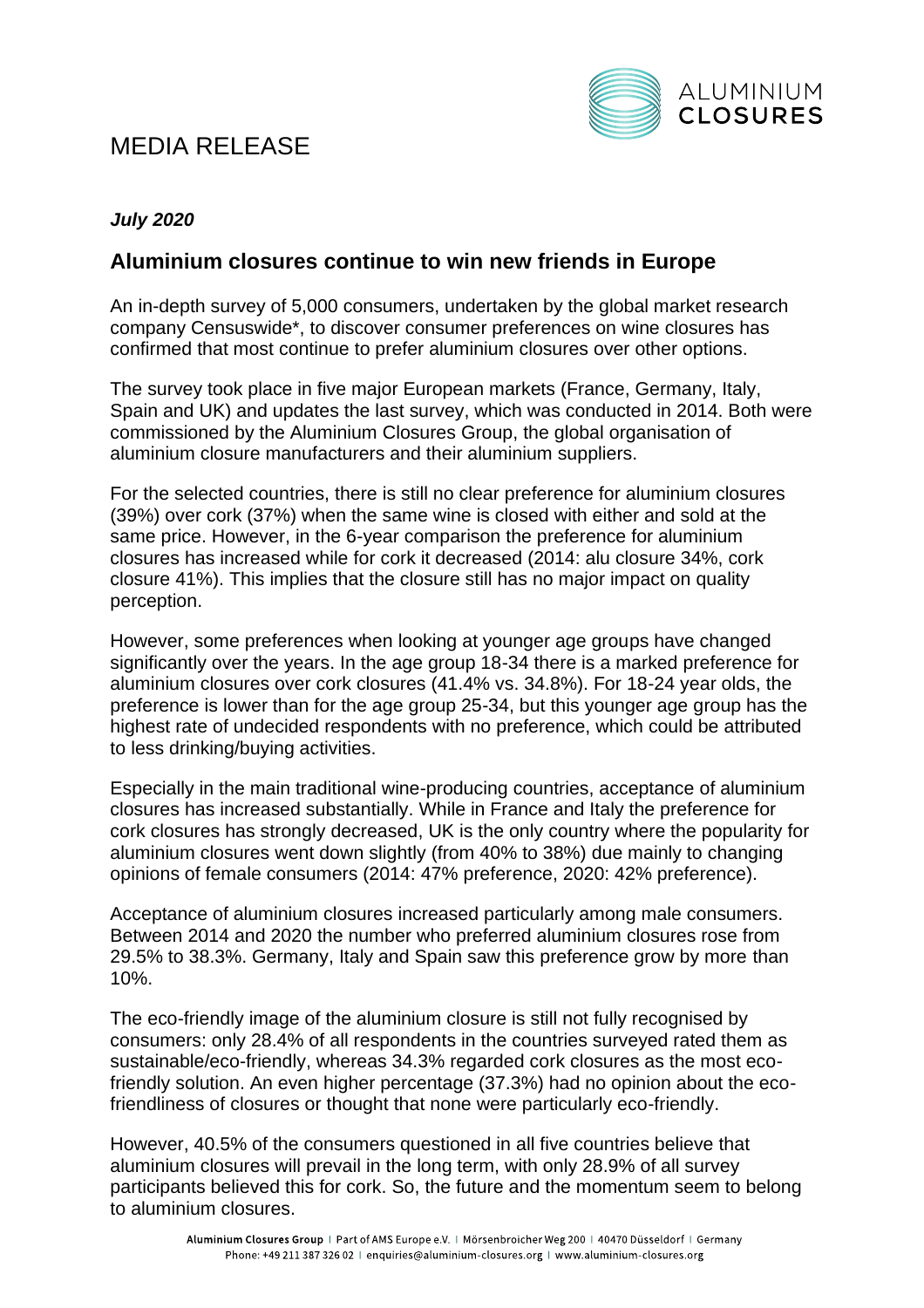# MEDIA RELEASE

***July 2020***

## Aluminium closures continue to win new friends in Europe

An in-depth survey of 5,000 consumers, undertaken by the global market research company Censuswide*, to discover consumer preferences on wine closures has confirmed that most continue to prefer aluminium closures over other options.

The survey took place in five major European markets (France, Germany, Italy, Spain and UK) and updates the last survey, which was conducted in 2014. Both were commissioned by the Aluminium Closures Group, the global organisation of aluminium closure manufacturers and their aluminium suppliers.

For the selected countries, there is still no clear preference for aluminium closures (39%) over cork (37%) when the same wine is closed with either and sold at the same price. However, in the 6-year comparison the preference for aluminium closures has increased while for cork it decreased (2014: alu closure 34%, cork closure 41%). This implies that the closure still has no major impact on quality perception.

However, some preferences when looking at younger age groups have changed significantly over the years. In the age group 18-34 there is a marked preference for aluminium closures over cork closures (41.4% vs. 34.8%). For 18-24 year olds, the preference is lower than for the age group 25-34, but this younger age group has the highest rate of undecided respondents with no preference, which could be attributed to less drinking/buying activities.

Especially in the main traditional wine-producing countries, acceptance of aluminium closures has increased substantially. While in France and Italy the preference for cork closures has strongly decreased, UK is the only country where the popularity for aluminium closures went down slightly (from 40% to 38%) due mainly to changing opinions of female consumers (2014: 47% preference, 2020: 42% preference).

Acceptance of aluminium closures increased particularly among male consumers. Between 2014 and 2020 the number who preferred aluminium closures rose from 29.5% to 38.3%. Germany, Italy and Spain saw this preference grow by more than 10%.

The eco-friendly image of the aluminium closure is still not fully recognised by consumers: only 28.4% of all respondents in the countries surveyed rated them as sustainable/eco-friendly, whereas 34.3% regarded cork closures as the most eco-friendly solution. An even higher percentage (37.3%) had no opinion about the eco-friendliness of closures or thought that none were particularly eco-friendly.

However, 40.5% of the consumers questioned in all five countries believe that aluminium closures will prevail in the long term, with only 28.9% of all survey participants believed this for cork. So, the future and the momentum seem to belong to aluminium closures.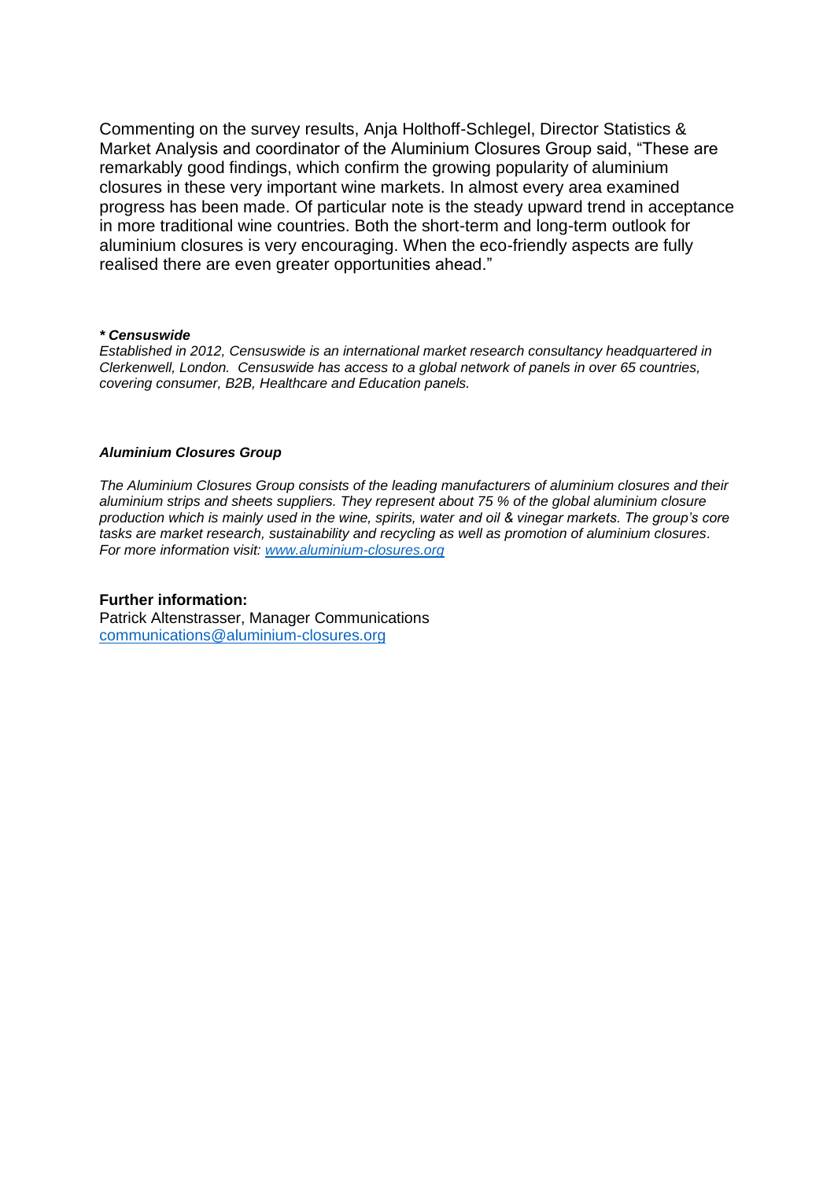Commenting on the survey results, Anja Holthoff-Schlegel, Director Statistics & Market Analysis and coordinator of the Aluminium Closures Group said, “These are remarkably good findings, which confirm the growing popularity of aluminium closures in these very important wine markets. In almost every area examined progress has been made. Of particular note is the steady upward trend in acceptance in more traditional wine countries. Both the short-term and long-term outlook for aluminium closures is very encouraging. When the eco-friendly aspects are fully realised there are even greater opportunities ahead.”

***\* Censuswide***
*Established in 2012, Censuswide is an international market research consultancy headquartered in Clerkenwell, London. Censuswide has access to a global network of panels in over 65 countries, covering consumer, B2B, Healthcare and Education panels.*

***Aluminium Closures Group***

*The Aluminium Closures Group consists of the leading manufacturers of aluminium closures and their aluminium strips and sheets suppliers. They represent about 75 % of the global aluminium closure production which is mainly used in the wine, spirits, water and oil & vinegar markets. The group’s core tasks are market research, sustainability and recycling as well as promotion of aluminium closures. For more information visit: [www.aluminium-closures.org](http://www.aluminium-closures.org)*

**Further information:**
Patrick Altenstrasser, Manager Communications
[communications@aluminium-closures.org](mailto:communications@aluminium-closures.org)